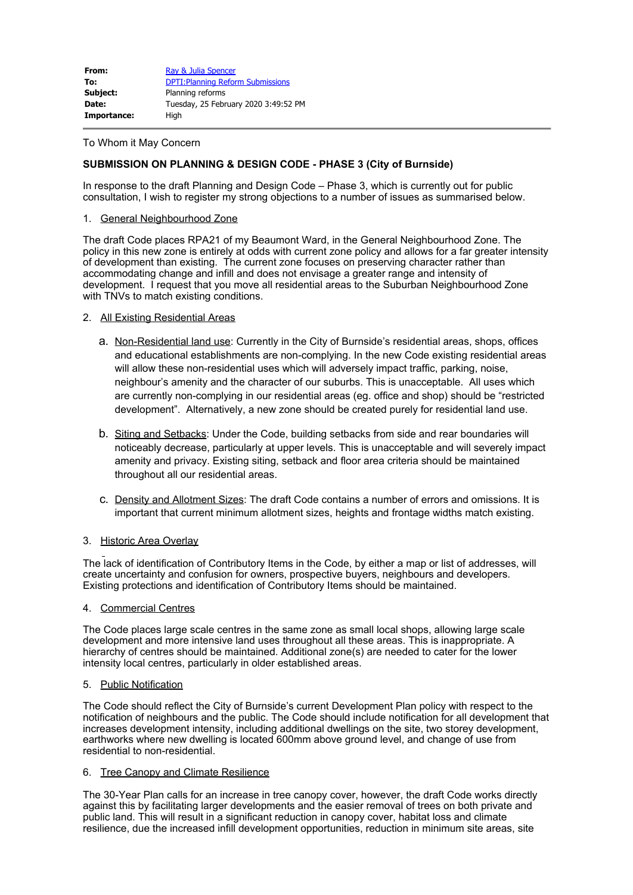| | |
|---|---|
| **From:** | Ray & Julia Spencer |
| **To:** | DPTI:Planning Reform Submissions |
| **Subject:** | Planning reforms |
| **Date:** | Tuesday, 25 February 2020 3:49:52 PM |
| **Importance:** | High |

To Whom it May Concern

**SUBMISSION ON PLANNING & DESIGN CODE - PHASE 3 (City of Burnside)**

In response to the draft Planning and Design Code – Phase 3, which is currently out for public consultation, I wish to register my strong objections to a number of issues as summarised below.

1. General Neighbourhood Zone

The draft Code places RPA21 of my Beaumont Ward, in the General Neighbourhood Zone. The policy in this new zone is entirely at odds with current zone policy and allows for a far greater intensity of development than existing. The current zone focuses on preserving character rather than accommodating change and infill and does not envisage a greater range and intensity of development. I request that you move all residential areas to the Suburban Neighbourhood Zone with TNVs to match existing conditions.

2. All Existing Residential Areas

   a. Non-Residential land use: Currently in the City of Burnside's residential areas, shops, offices and educational establishments are non-complying. In the new Code existing residential areas will allow these non-residential uses which will adversely impact traffic, parking, noise, neighbour's amenity and the character of our suburbs. This is unacceptable. All uses which are currently non-complying in our residential areas (eg. office and shop) should be "restricted development". Alternatively, a new zone should be created purely for residential land use.

   b. Siting and Setbacks: Under the Code, building setbacks from side and rear boundaries will noticeably decrease, particularly at upper levels. This is unacceptable and will severely impact amenity and privacy. Existing siting, setback and floor area criteria should be maintained throughout all our residential areas.

   c. Density and Allotment Sizes: The draft Code contains a number of errors and omissions. It is important that current minimum allotment sizes, heights and frontage widths match existing.

3. Historic Area Overlay

The lack of identification of Contributory Items in the Code, by either a map or list of addresses, will create uncertainty and confusion for owners, prospective buyers, neighbours and developers. Existing protections and identification of Contributory Items should be maintained.

4. Commercial Centres

The Code places large scale centres in the same zone as small local shops, allowing large scale development and more intensive land uses throughout all these areas. This is inappropriate. A hierarchy of centres should be maintained. Additional zone(s) are needed to cater for the lower intensity local centres, particularly in older established areas.

5. Public Notification

The Code should reflect the City of Burnside's current Development Plan policy with respect to the notification of neighbours and the public. The Code should include notification for all development that increases development intensity, including additional dwellings on the site, two storey development, earthworks where new dwelling is located 600mm above ground level, and change of use from residential to non-residential.

6. Tree Canopy and Climate Resilience

The 30-Year Plan calls for an increase in tree canopy cover, however, the draft Code works directly against this by facilitating larger developments and the easier removal of trees on both private and public land. This will result in a significant reduction in canopy cover, habitat loss and climate resilience, due the increased infill development opportunities, reduction in minimum site areas, site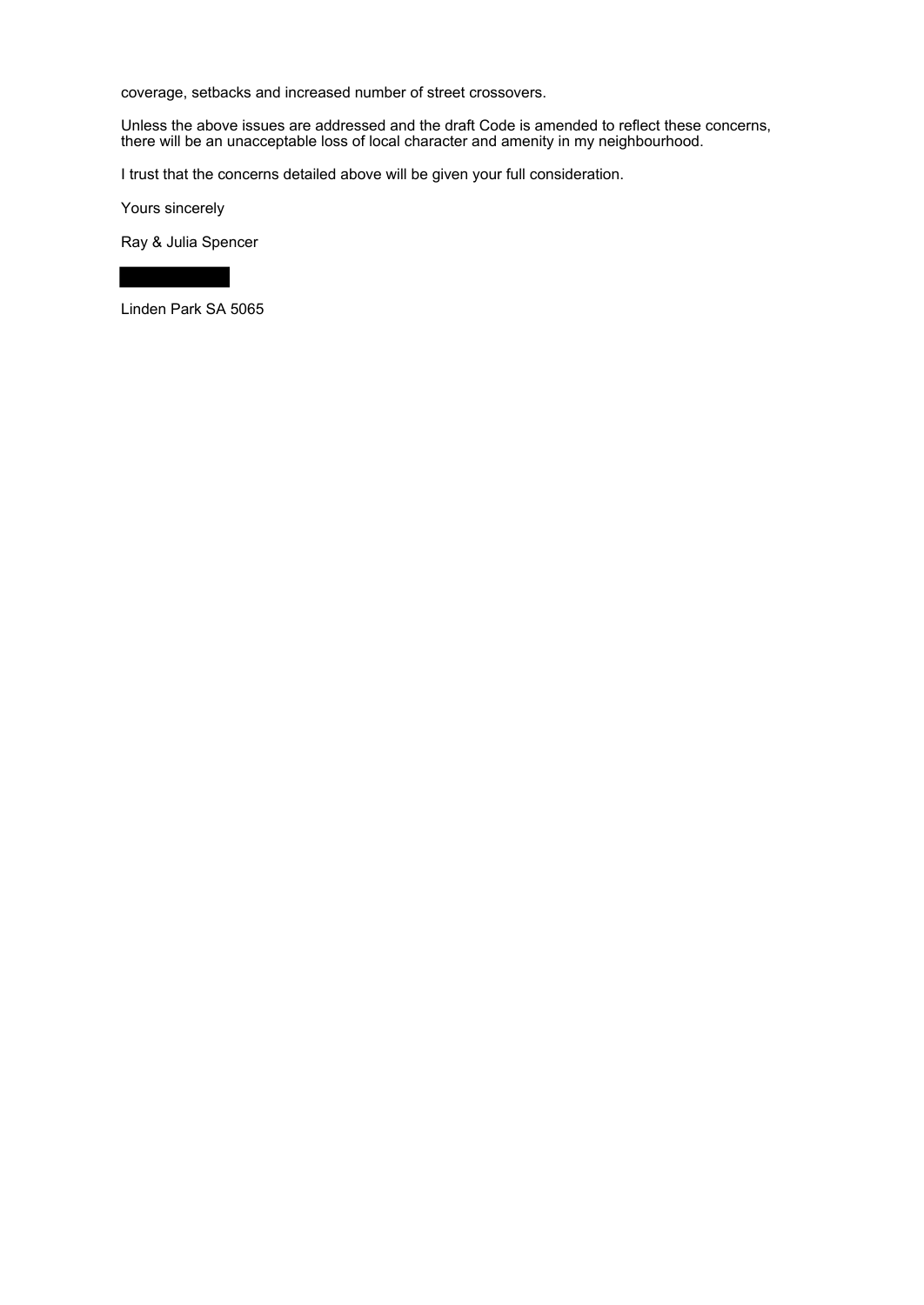coverage, setbacks and increased number of street crossovers.

Unless the above issues are addressed and the draft Code is amended to reflect these concerns, there will be an unacceptable loss of local character and amenity in my neighbourhood.

I trust that the concerns detailed above will be given your full consideration.

Yours sincerely

Ray & Julia Spencer

Linden Park SA 5065